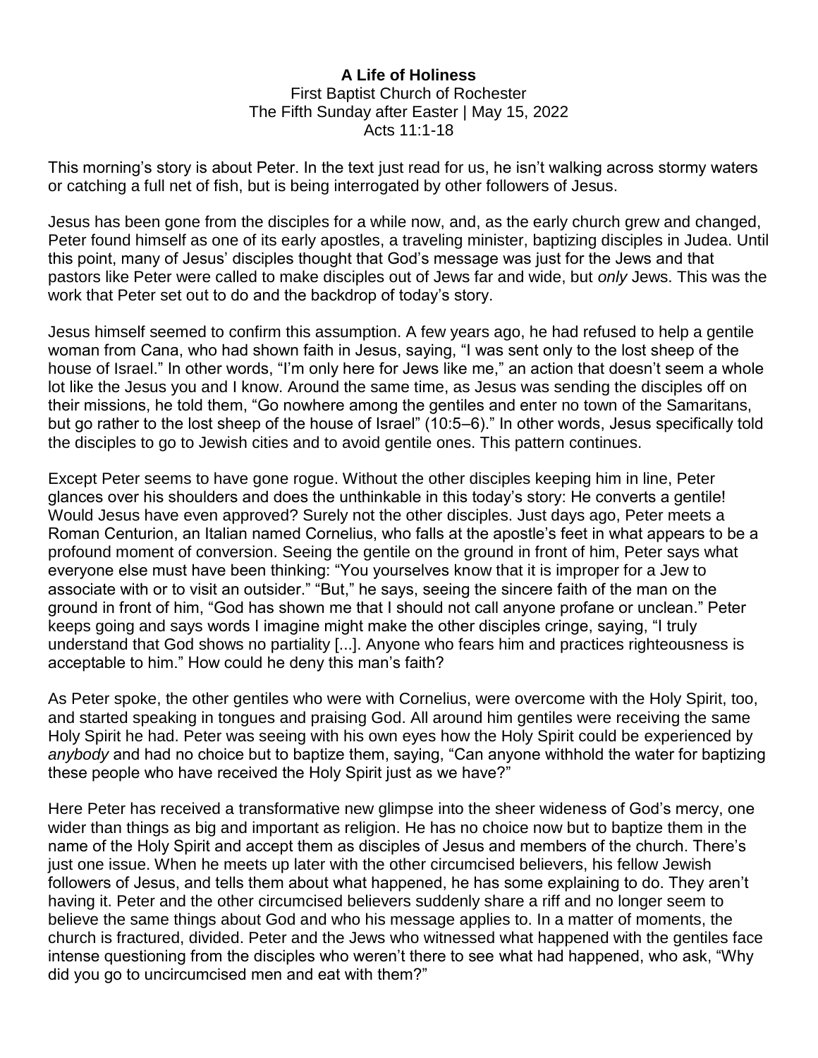**A Life of Holiness**

First Baptist Church of Rochester
The Fifth Sunday after Easter | May 15, 2022
Acts 11:1-18

This morning's story is about Peter. In the text just read for us, he isn't walking across stormy waters or catching a full net of fish, but is being interrogated by other followers of Jesus.

Jesus has been gone from the disciples for a while now, and, as the early church grew and changed, Peter found himself as one of its early apostles, a traveling minister, baptizing disciples in Judea. Until this point, many of Jesus' disciples thought that God's message was just for the Jews and that pastors like Peter were called to make disciples out of Jews far and wide, but *only* Jews. This was the work that Peter set out to do and the backdrop of today's story.

Jesus himself seemed to confirm this assumption. A few years ago, he had refused to help a gentile woman from Cana, who had shown faith in Jesus, saying, "I was sent only to the lost sheep of the house of Israel." In other words, "I'm only here for Jews like me," an action that doesn't seem a whole lot like the Jesus you and I know. Around the same time, as Jesus was sending the disciples off on their missions, he told them, "Go nowhere among the gentiles and enter no town of the Samaritans, but go rather to the lost sheep of the house of Israel" (10:5–6)." In other words, Jesus specifically told the disciples to go to Jewish cities and to avoid gentile ones. This pattern continues.

Except Peter seems to have gone rogue. Without the other disciples keeping him in line, Peter glances over his shoulders and does the unthinkable in this today's story: He converts a gentile! Would Jesus have even approved? Surely not the other disciples. Just days ago, Peter meets a Roman Centurion, an Italian named Cornelius, who falls at the apostle's feet in what appears to be a profound moment of conversion. Seeing the gentile on the ground in front of him, Peter says what everyone else must have been thinking: "You yourselves know that it is improper for a Jew to associate with or to visit an outsider." "But," he says, seeing the sincere faith of the man on the ground in front of him, "God has shown me that I should not call anyone profane or unclean." Peter keeps going and says words I imagine might make the other disciples cringe, saying, "I truly understand that God shows no partiality [...]. Anyone who fears him and practices righteousness is acceptable to him." How could he deny this man's faith?

As Peter spoke, the other gentiles who were with Cornelius, were overcome with the Holy Spirit, too, and started speaking in tongues and praising God. All around him gentiles were receiving the same Holy Spirit he had. Peter was seeing with his own eyes how the Holy Spirit could be experienced by *anybody* and had no choice but to baptize them, saying, "Can anyone withhold the water for baptizing these people who have received the Holy Spirit just as we have?"

Here Peter has received a transformative new glimpse into the sheer wideness of God's mercy, one wider than things as big and important as religion. He has no choice now but to baptize them in the name of the Holy Spirit and accept them as disciples of Jesus and members of the church. There's just one issue. When he meets up later with the other circumcised believers, his fellow Jewish followers of Jesus, and tells them about what happened, he has some explaining to do. They aren't having it. Peter and the other circumcised believers suddenly share a riff and no longer seem to believe the same things about God and who his message applies to. In a matter of moments, the church is fractured, divided. Peter and the Jews who witnessed what happened with the gentiles face intense questioning from the disciples who weren't there to see what had happened, who ask, "Why did you go to uncircumcised men and eat with them?"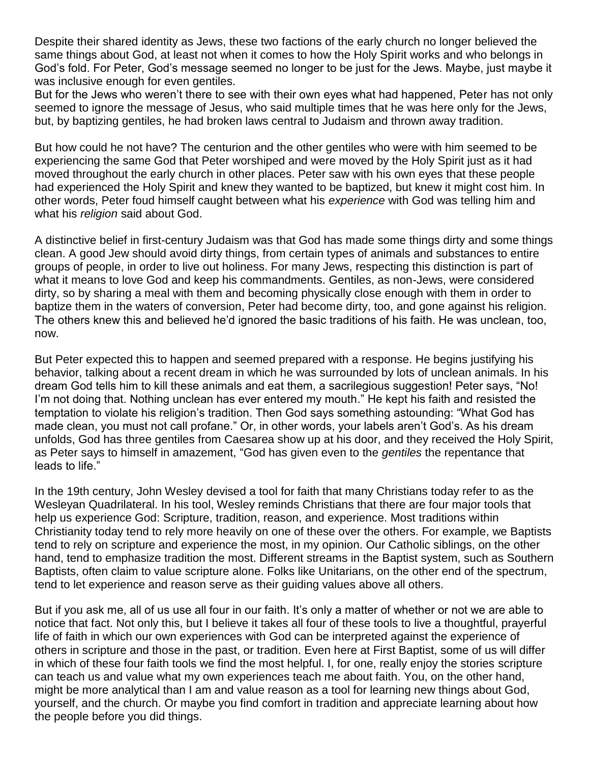Despite their shared identity as Jews, these two factions of the early church no longer believed the same things about God, at least not when it comes to how the Holy Spirit works and who belongs in God's fold. For Peter, God's message seemed no longer to be just for the Jews. Maybe, just maybe it was inclusive enough for even gentiles.

But for the Jews who weren't there to see with their own eyes what had happened, Peter has not only seemed to ignore the message of Jesus, who said multiple times that he was here only for the Jews, but, by baptizing gentiles, he had broken laws central to Judaism and thrown away tradition.

But how could he not have? The centurion and the other gentiles who were with him seemed to be experiencing the same God that Peter worshiped and were moved by the Holy Spirit just as it had moved throughout the early church in other places. Peter saw with his own eyes that these people had experienced the Holy Spirit and knew they wanted to be baptized, but knew it might cost him. In other words, Peter foud himself caught between what his *experience* with God was telling him and what his *religion* said about God.

A distinctive belief in first-century Judaism was that God has made some things dirty and some things clean. A good Jew should avoid dirty things, from certain types of animals and substances to entire groups of people, in order to live out holiness. For many Jews, respecting this distinction is part of what it means to love God and keep his commandments. Gentiles, as non-Jews, were considered dirty, so by sharing a meal with them and becoming physically close enough with them in order to baptize them in the waters of conversion, Peter had become dirty, too, and gone against his religion. The others knew this and believed he'd ignored the basic traditions of his faith. He was unclean, too, now.

But Peter expected this to happen and seemed prepared with a response. He begins justifying his behavior, talking about a recent dream in which he was surrounded by lots of unclean animals. In his dream God tells him to kill these animals and eat them, a sacrilegious suggestion! Peter says, "No! I'm not doing that. Nothing unclean has ever entered my mouth." He kept his faith and resisted the temptation to violate his religion's tradition. Then God says something astounding: "What God has made clean, you must not call profane." Or, in other words, your labels aren't God's. As his dream unfolds, God has three gentiles from Caesarea show up at his door, and they received the Holy Spirit, as Peter says to himself in amazement, "God has given even to the *gentiles* the repentance that leads to life."

In the 19th century, John Wesley devised a tool for faith that many Christians today refer to as the Wesleyan Quadrilateral. In his tool, Wesley reminds Christians that there are four major tools that help us experience God: Scripture, tradition, reason, and experience. Most traditions within Christianity today tend to rely more heavily on one of these over the others. For example, we Baptists tend to rely on scripture and experience the most, in my opinion. Our Catholic siblings, on the other hand, tend to emphasize tradition the most. Different streams in the Baptist system, such as Southern Baptists, often claim to value scripture alone. Folks like Unitarians, on the other end of the spectrum, tend to let experience and reason serve as their guiding values above all others.

But if you ask me, all of us use all four in our faith. It's only a matter of whether or not we are able to notice that fact. Not only this, but I believe it takes all four of these tools to live a thoughtful, prayerful life of faith in which our own experiences with God can be interpreted against the experience of others in scripture and those in the past, or tradition. Even here at First Baptist, some of us will differ in which of these four faith tools we find the most helpful. I, for one, really enjoy the stories scripture can teach us and value what my own experiences teach me about faith. You, on the other hand, might be more analytical than I am and value reason as a tool for learning new things about God, yourself, and the church. Or maybe you find comfort in tradition and appreciate learning about how the people before you did things.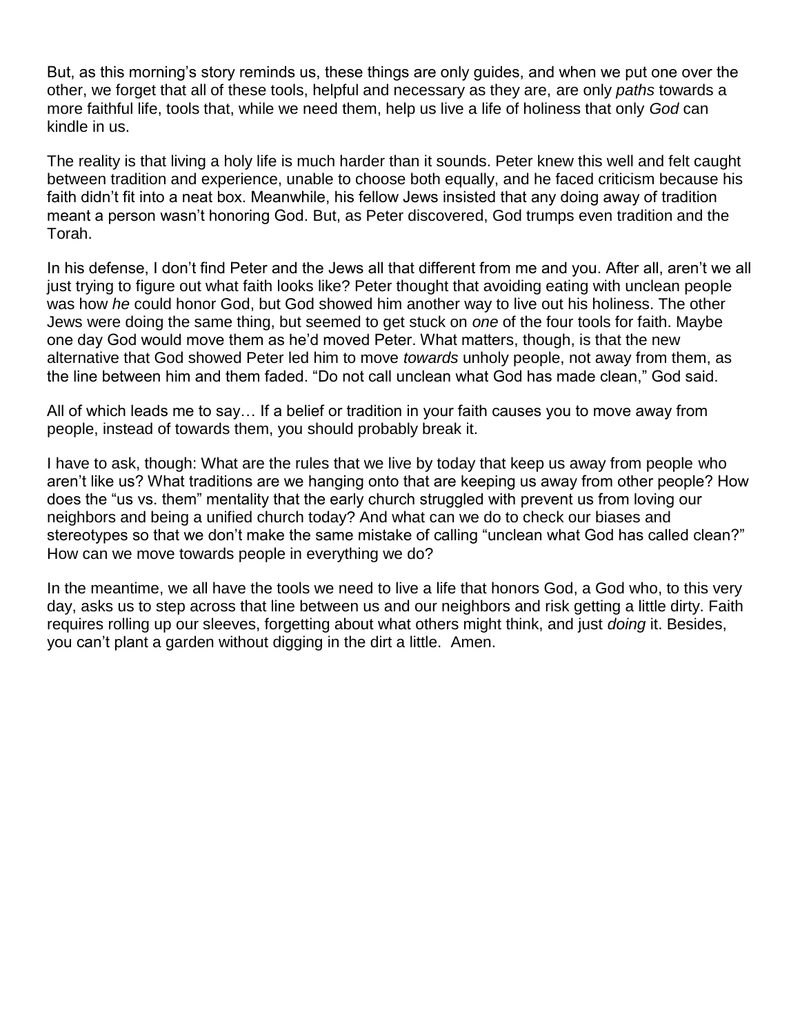But, as this morning's story reminds us, these things are only guides, and when we put one over the other, we forget that all of these tools, helpful and necessary as they are, are only *paths* towards a more faithful life, tools that, while we need them, help us live a life of holiness that only *God* can kindle in us.

The reality is that living a holy life is much harder than it sounds. Peter knew this well and felt caught between tradition and experience, unable to choose both equally, and he faced criticism because his faith didn't fit into a neat box. Meanwhile, his fellow Jews insisted that any doing away of tradition meant a person wasn't honoring God. But, as Peter discovered, God trumps even tradition and the Torah.

In his defense, I don't find Peter and the Jews all that different from me and you. After all, aren't we all just trying to figure out what faith looks like? Peter thought that avoiding eating with unclean people was how *he* could honor God, but God showed him another way to live out his holiness. The other Jews were doing the same thing, but seemed to get stuck on *one* of the four tools for faith. Maybe one day God would move them as he'd moved Peter. What matters, though, is that the new alternative that God showed Peter led him to move *towards* unholy people, not away from them, as the line between him and them faded. "Do not call unclean what God has made clean," God said.

All of which leads me to say… If a belief or tradition in your faith causes you to move away from people, instead of towards them, you should probably break it.

I have to ask, though: What are the rules that we live by today that keep us away from people who aren't like us? What traditions are we hanging onto that are keeping us away from other people? How does the "us vs. them" mentality that the early church struggled with prevent us from loving our neighbors and being a unified church today? And what can we do to check our biases and stereotypes so that we don't make the same mistake of calling "unclean what God has called clean?" How can we move towards people in everything we do?

In the meantime, we all have the tools we need to live a life that honors God, a God who, to this very day, asks us to step across that line between us and our neighbors and risk getting a little dirty. Faith requires rolling up our sleeves, forgetting about what others might think, and just *doing* it. Besides, you can't plant a garden without digging in the dirt a little. Amen.